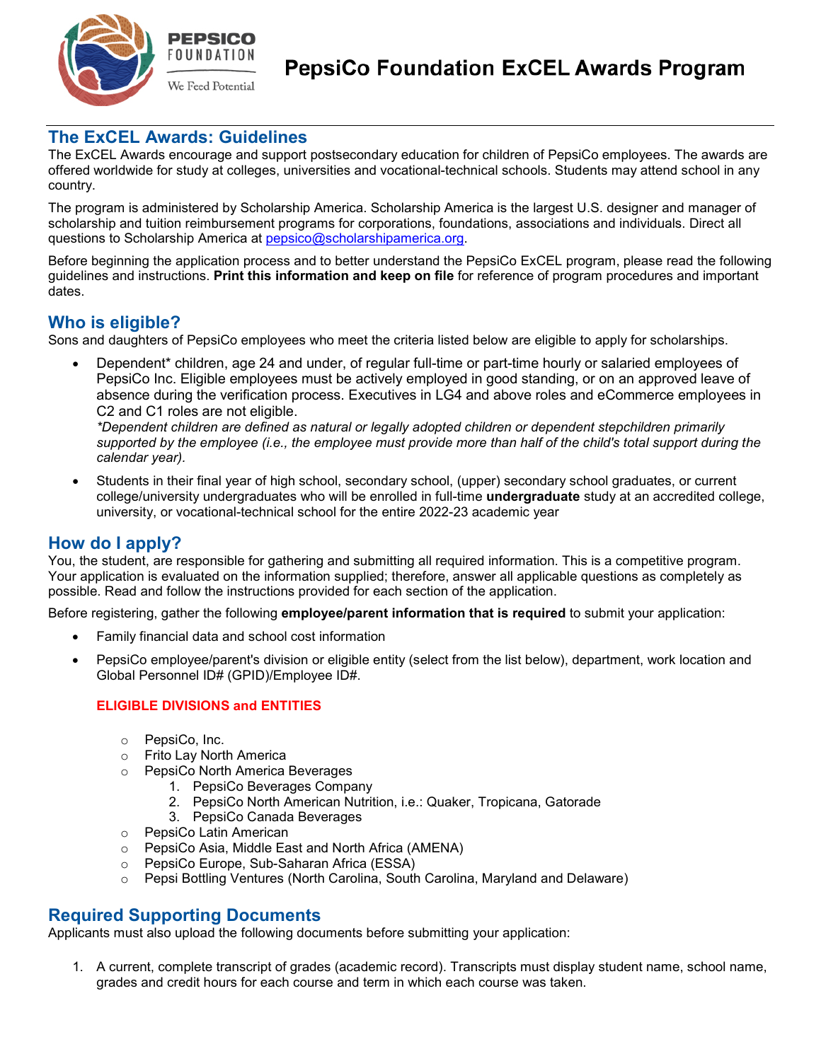PEPSICO FOUNDATION

We Feed Potential

# PepsiCo Foundation ExCEL Awards Program

## The ExCEL Awards: Guidelines

The ExCEL Awards encourage and support postsecondary education for children of PepsiCo employees. The awards are offered worldwide for study at colleges, universities and vocational-technical schools. Students may attend school in any country.

The program is administered by Scholarship America. Scholarship America is the largest U.S. designer and manager of scholarship and tuition reimbursement programs for corporations, foundations, associations and individuals. Direct all questions to Scholarship America at pepsico@scholarshipamerica.org.

Before beginning the application process and to better understand the PepsiCo ExCEL program, please read the following guidelines and instructions. **Print this information and keep on file** for reference of program procedures and important dates.

## Who is eligible?

Sons and daughters of PepsiCo employees who meet the criteria listed below are eligible to apply for scholarships.

- Dependent* children, age 24 and under, of regular full-time or part-time hourly or salaried employees of PepsiCo Inc. Eligible employees must be actively employed in good standing, or on an approved leave of absence during the verification process. Executives in LG4 and above roles and eCommerce employees in C2 and C1 roles are not eligible.
  *\*Dependent children are defined as natural or legally adopted children or dependent stepchildren primarily supported by the employee (i.e., the employee must provide more than half of the child's total support during the calendar year).*
- Students in their final year of high school, secondary school, (upper) secondary school graduates, or current college/university undergraduates who will be enrolled in full-time **undergraduate** study at an accredited college, university, or vocational-technical school for the entire 2022-23 academic year

## How do I apply?

You, the student, are responsible for gathering and submitting all required information. This is a competitive program. Your application is evaluated on the information supplied; therefore, answer all applicable questions as completely as possible. Read and follow the instructions provided for each section of the application.

Before registering, gather the following **employee/parent information that is required** to submit your application:

- Family financial data and school cost information
- PepsiCo employee/parent's division or eligible entity (select from the list below), department, work location and Global Personnel ID# (GPID)/Employee ID#.

  **ELIGIBLE DIVISIONS and ENTITIES**

  - PepsiCo, Inc.
  - Frito Lay North America
  - PepsiCo North America Beverages
    1. PepsiCo Beverages Company
    2. PepsiCo North American Nutrition, i.e.: Quaker, Tropicana, Gatorade
    3. PepsiCo Canada Beverages
  - PepsiCo Latin American
  - PepsiCo Asia, Middle East and North Africa (AMENA)
  - PepsiCo Europe, Sub-Saharan Africa (ESSA)
  - Pepsi Bottling Ventures (North Carolina, South Carolina, Maryland and Delaware)

## Required Supporting Documents

Applicants must also upload the following documents before submitting your application:

1. A current, complete transcript of grades (academic record). Transcripts must display student name, school name, grades and credit hours for each course and term in which each course was taken.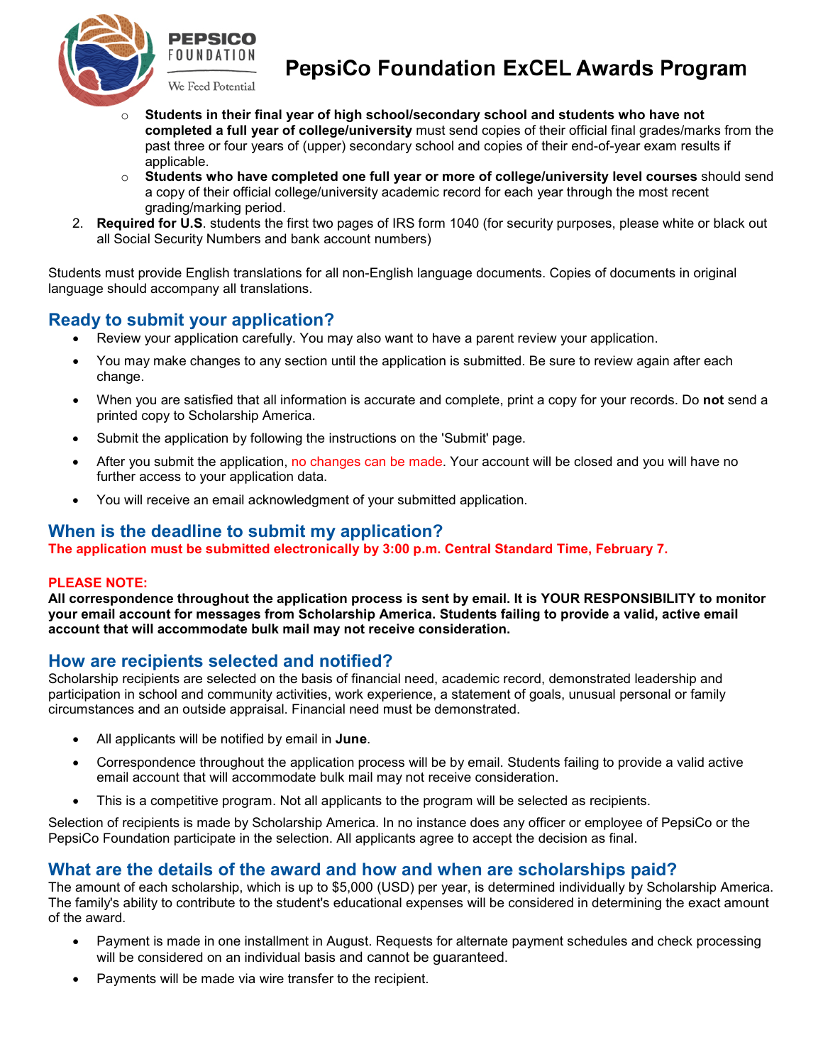- **Students in their final year of high school/secondary school and students who have not completed a full year of college/university** must send copies of their official final grades/marks from the past three or four years of (upper) secondary school and copies of their end-of-year exam results if applicable.
- **Students who have completed one full year or more of college/university level courses** should send a copy of their official college/university academic record for each year through the most recent grading/marking period.

2. **Required for U.S**. students the first two pages of IRS form 1040 (for security purposes, please white or black out all Social Security Numbers and bank account numbers)

Students must provide English translations for all non-English language documents. Copies of documents in original language should accompany all translations.

## Ready to submit your application?

- Review your application carefully. You may also want to have a parent review your application.
- You may make changes to any section until the application is submitted. Be sure to review again after each change.
- When you are satisfied that all information is accurate and complete, print a copy for your records. Do **not** send a printed copy to Scholarship America.
- Submit the application by following the instructions on the 'Submit' page.
- After you submit the application, no changes can be made. Your account will be closed and you will have no further access to your application data.
- You will receive an email acknowledgment of your submitted application.

## When is the deadline to submit my application?

**The application must be submitted electronically by 3:00 p.m. Central Standard Time, February 7.**

**PLEASE NOTE:**

**All correspondence throughout the application process is sent by email. It is YOUR RESPONSIBILITY to monitor your email account for messages from Scholarship America. Students failing to provide a valid, active email account that will accommodate bulk mail may not receive consideration.**

## How are recipients selected and notified?

Scholarship recipients are selected on the basis of financial need, academic record, demonstrated leadership and participation in school and community activities, work experience, a statement of goals, unusual personal or family circumstances and an outside appraisal. Financial need must be demonstrated.

- All applicants will be notified by email in **June**.
- Correspondence throughout the application process will be by email. Students failing to provide a valid active email account that will accommodate bulk mail may not receive consideration.
- This is a competitive program. Not all applicants to the program will be selected as recipients.

Selection of recipients is made by Scholarship America. In no instance does any officer or employee of PepsiCo or the PepsiCo Foundation participate in the selection. All applicants agree to accept the decision as final.

## What are the details of the award and how and when are scholarships paid?

The amount of each scholarship, which is up to $5,000 (USD) per year, is determined individually by Scholarship America. The family's ability to contribute to the student's educational expenses will be considered in determining the exact amount of the award.

- Payment is made in one installment in August. Requests for alternate payment schedules and check processing will be considered on an individual basis and cannot be guaranteed.
- Payments will be made via wire transfer to the recipient.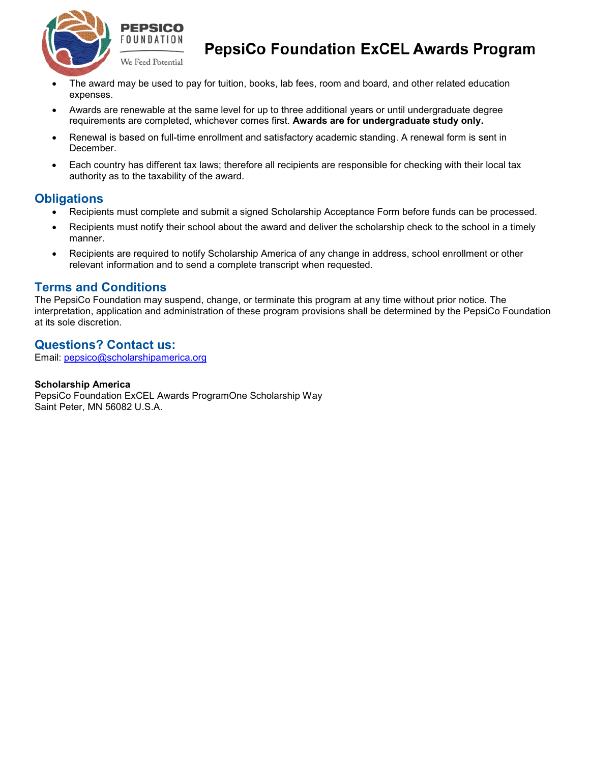- The award may be used to pay for tuition, books, lab fees, room and board, and other related education expenses.
- Awards are renewable at the same level for up to three additional years or until undergraduate degree requirements are completed, whichever comes first. **Awards are for undergraduate study only.**
- Renewal is based on full-time enrollment and satisfactory academic standing. A renewal form is sent in December.
- Each country has different tax laws; therefore all recipients are responsible for checking with their local tax authority as to the taxability of the award.

## Obligations

- Recipients must complete and submit a signed Scholarship Acceptance Form before funds can be processed.
- Recipients must notify their school about the award and deliver the scholarship check to the school in a timely manner.
- Recipients are required to notify Scholarship America of any change in address, school enrollment or other relevant information and to send a complete transcript when requested.

## Terms and Conditions

The PepsiCo Foundation may suspend, change, or terminate this program at any time without prior notice. The interpretation, application and administration of these program provisions shall be determined by the PepsiCo Foundation at its sole discretion.

## Questions? Contact us:

Email: pepsico@scholarshipamerica.org

**Scholarship America**
PepsiCo Foundation ExCEL Awards ProgramOne Scholarship Way
Saint Peter, MN 56082 U.S.A.